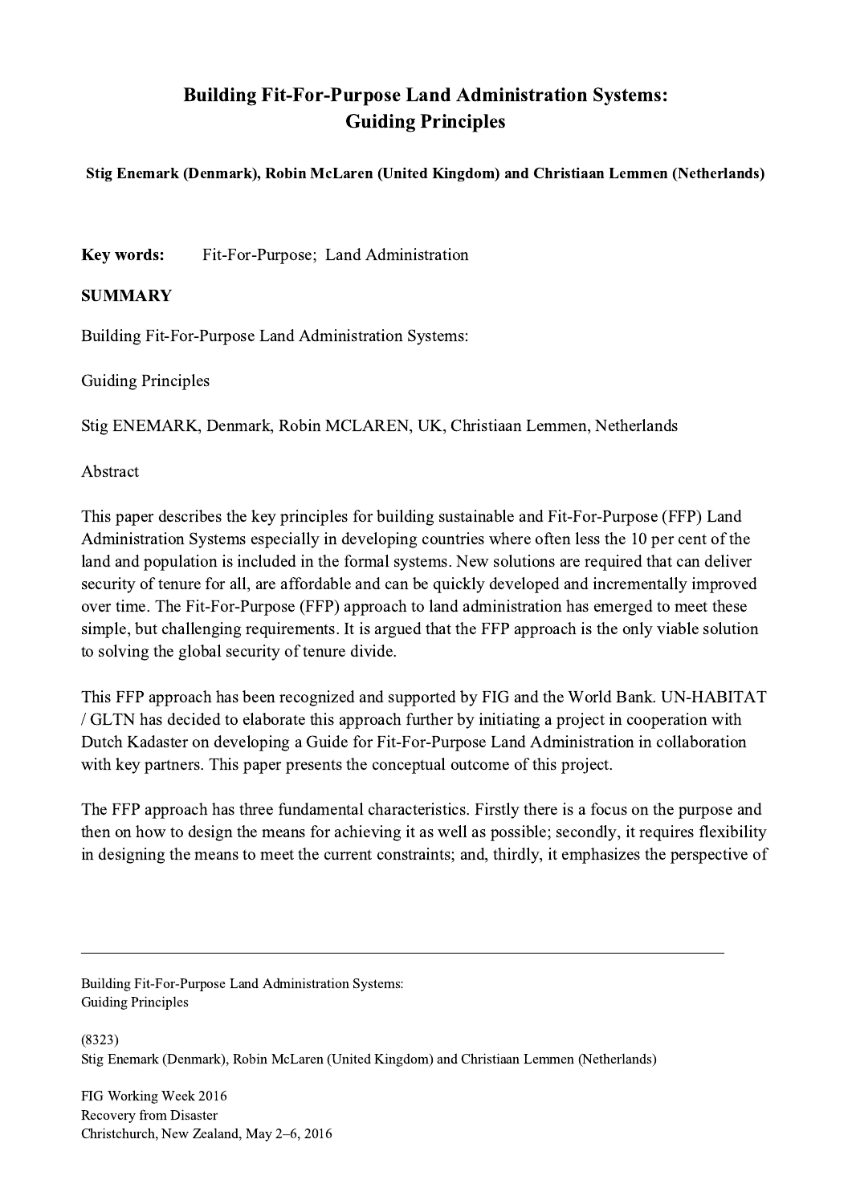# Building Fit-For-Purpose Land Administration Systems: Guiding Principles

**Stig Enemark (Denmark), Robin McLaren (United Kingdom) and Christiaan Lemmen (Netherlands)**

**Key words:** Fit-For-Purpose; Land Administration

**SUMMARY**

Building Fit-For-Purpose Land Administration Systems:

Guiding Principles

Stig ENEMARK, Denmark, Robin MCLAREN, UK, Christiaan Lemmen, Netherlands

Abstract

This paper describes the key principles for building sustainable and Fit-For-Purpose (FFP) Land Administration Systems especially in developing countries where often less the 10 per cent of the land and population is included in the formal systems. New solutions are required that can deliver security of tenure for all, are affordable and can be quickly developed and incrementally improved over time. The Fit-For-Purpose (FFP) approach to land administration has emerged to meet these simple, but challenging requirements. It is argued that the FFP approach is the only viable solution to solving the global security of tenure divide.

This FFP approach has been recognized and supported by FIG and the World Bank. UN-HABITAT / GLTN has decided to elaborate this approach further by initiating a project in cooperation with Dutch Kadaster on developing a Guide for Fit-For-Purpose Land Administration in collaboration with key partners. This paper presents the conceptual outcome of this project.

The FFP approach has three fundamental characteristics. Firstly there is a focus on the purpose and then on how to design the means for achieving it as well as possible; secondly, it requires flexibility in designing the means to meet the current constraints; and, thirdly, it emphasizes the perspective of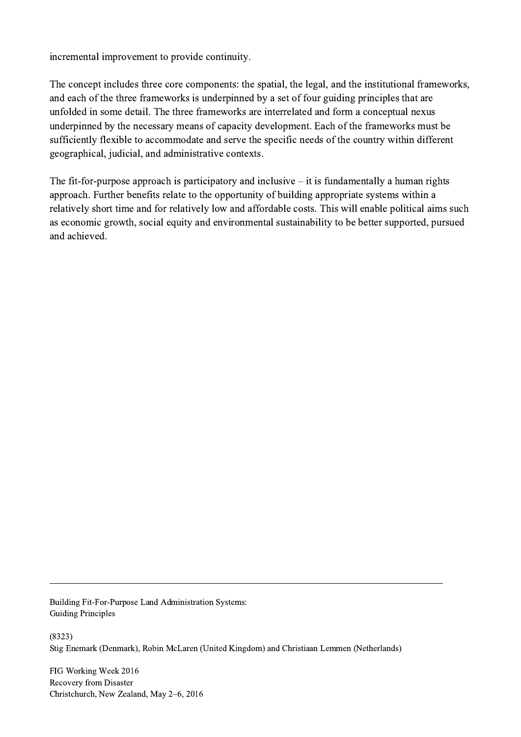incremental improvement to provide continuity.

The concept includes three core components: the spatial, the legal, and the institutional frameworks, and each of the three frameworks is underpinned by a set of four guiding principles that are unfolded in some detail. The three frameworks are interrelated and form a conceptual nexus underpinned by the necessary means of capacity development. Each of the frameworks must be sufficiently flexible to accommodate and serve the specific needs of the country within different geographical, judicial, and administrative contexts.

The fit-for-purpose approach is participatory and inclusive – it is fundamentally a human rights approach. Further benefits relate to the opportunity of building appropriate systems within a relatively short time and for relatively low and affordable costs. This will enable political aims such as economic growth, social equity and environmental sustainability to be better supported, pursued and achieved.